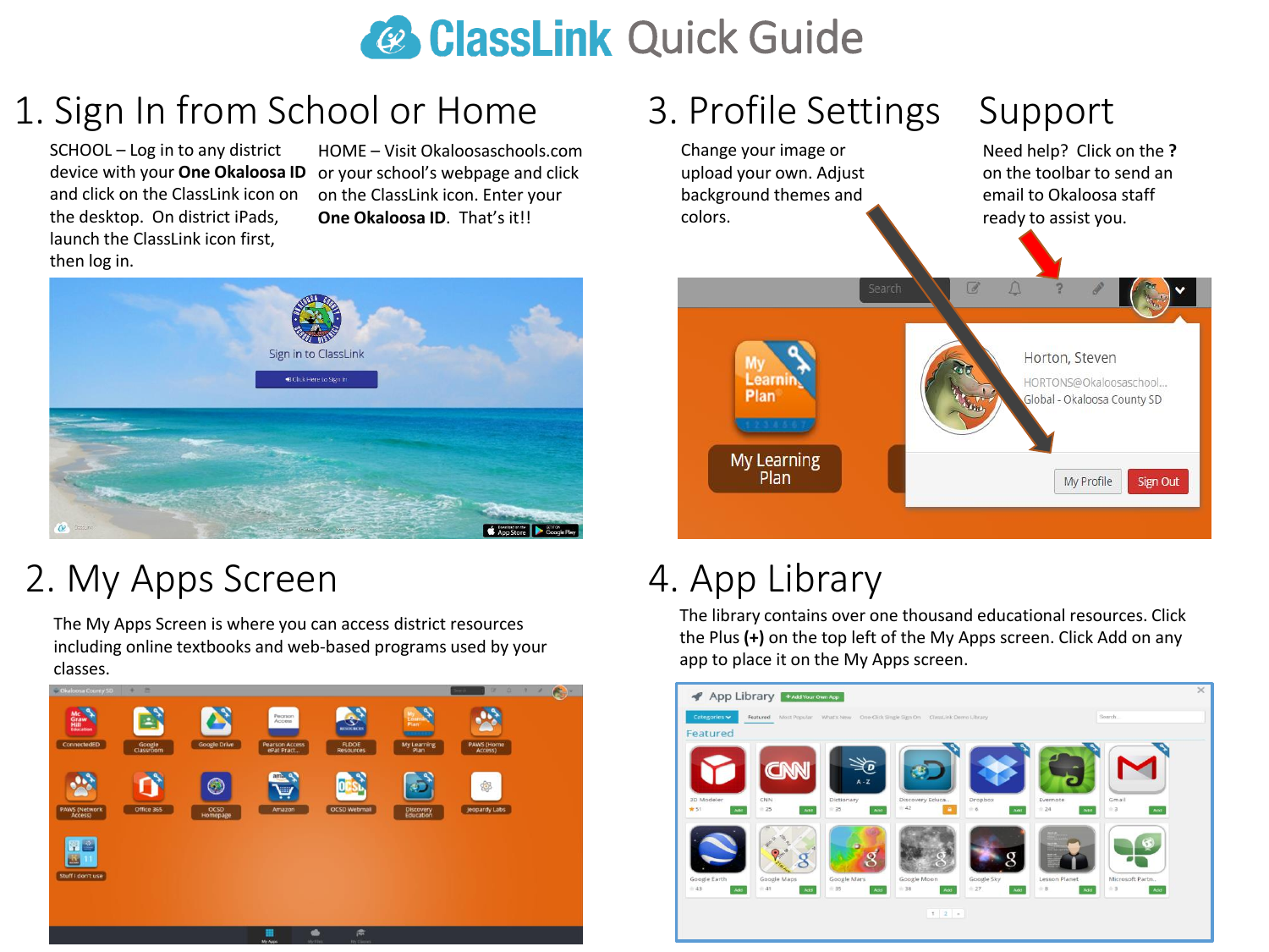# ClassLink Quick Guide

## 1. Sign In from School or Home

SCHOOL – Log in to any district device with your **One Okaloosa ID** and click on the ClassLink icon on the desktop. On district iPads, launch the ClassLink icon first, then log in.

HOME – Visit Okaloosaschools.com or your school's webpage and click on the ClassLink icon. Enter your **One Okaloosa ID**. That's it!!

## 2. My Apps Screen

The My Apps Screen is where you can access district resources including online textbooks and web-based programs used by your classes.

## 3. Profile Settings

Change your image or upload your own. Adjust background themes and colors.

## Support

Need help? Click on the **?** on the toolbar to send an email to Okaloosa staff ready to assist you.

## 4. App Library

The library contains over one thousand educational resources. Click the Plus **(+)** on the top left of the My Apps screen. Click Add on any app to place it on the My Apps screen.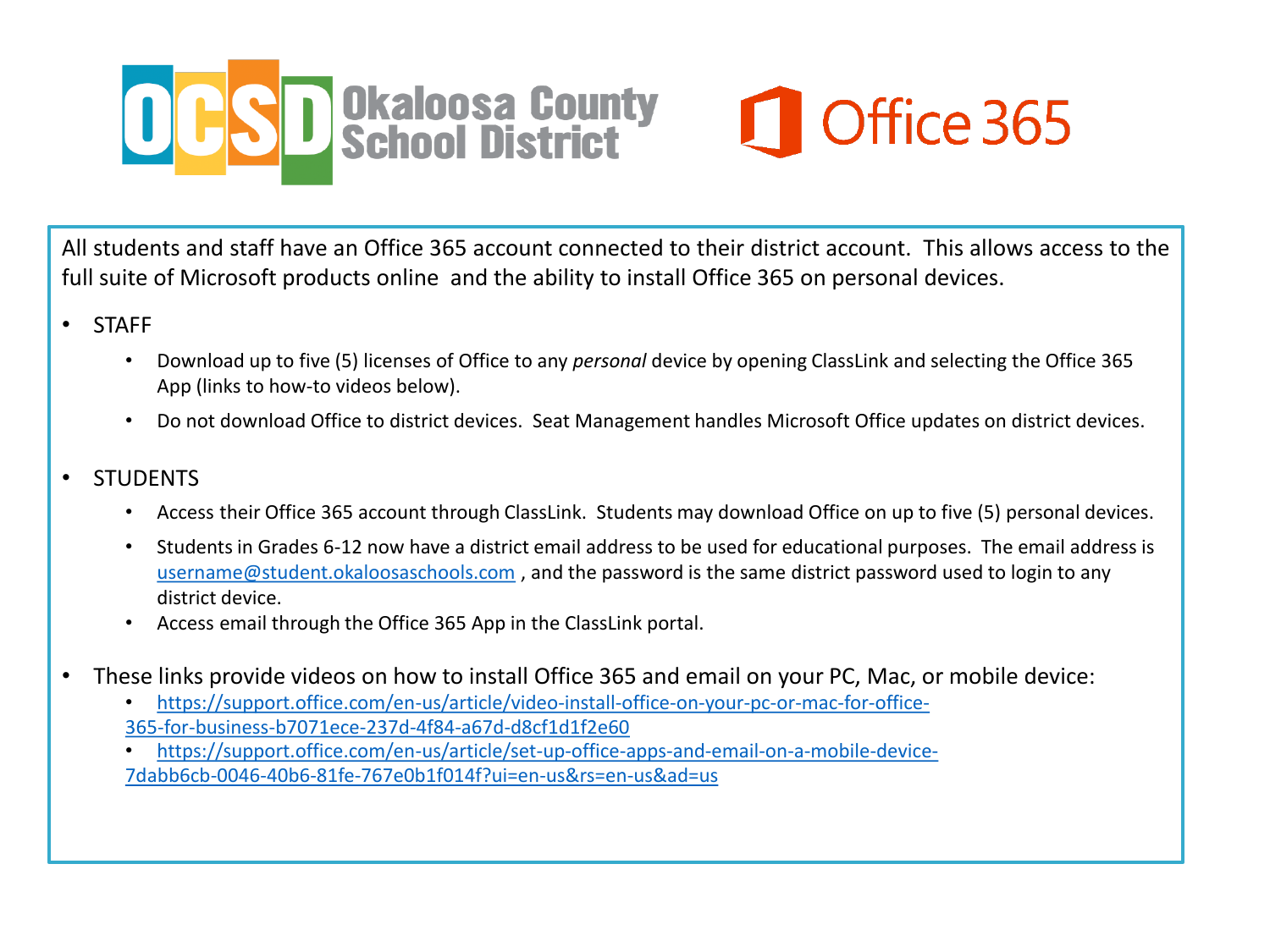# Okaloosa County School District — Office 365

All students and staff have an Office 365 account connected to their district account. This allows access to the full suite of Microsoft products online and the ability to install Office 365 on personal devices.

- STAFF
  - Download up to five (5) licenses of Office to any *personal* device by opening ClassLink and selecting the Office 365 App (links to how-to videos below).
  - Do not download Office to district devices. Seat Management handles Microsoft Office updates on district devices.

- STUDENTS
  - Access their Office 365 account through ClassLink. Students may download Office on up to five (5) personal devices.
  - Students in Grades 6-12 now have a district email address to be used for educational purposes. The email address is username@student.okaloosaschools.com , and the password is the same district password used to login to any district device.
  - Access email through the Office 365 App in the ClassLink portal.

- These links provide videos on how to install Office 365 and email on your PC, Mac, or mobile device:
  - https://support.office.com/en-us/article/video-install-office-on-your-pc-or-mac-for-office-365-for-business-b7071ece-237d-4f84-a67d-d8cf1d1f2e60
  - https://support.office.com/en-us/article/set-up-office-apps-and-email-on-a-mobile-device-7dabb6cb-0046-40b6-81fe-767e0b1f014f?ui=en-us&rs=en-us&ad=us